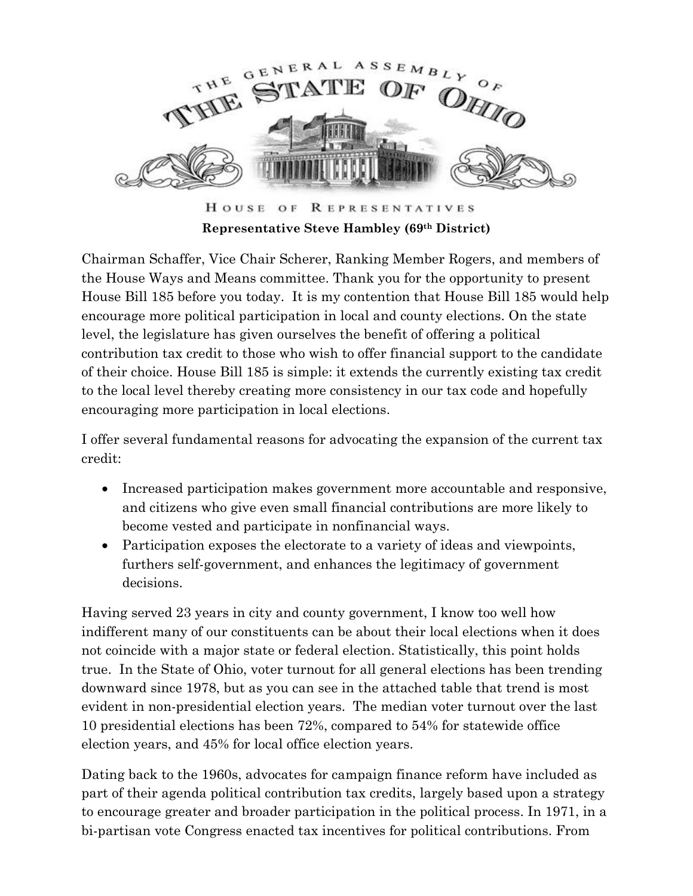THE GENERAL ASSEMBLY OF THE STATE OF OHIO

HOUSE OF REPRESENTATIVES

**Representative Steve Hambley (69th District)**

Chairman Schaffer, Vice Chair Scherer, Ranking Member Rogers, and members of the House Ways and Means committee. Thank you for the opportunity to present House Bill 185 before you today. It is my contention that House Bill 185 would help encourage more political participation in local and county elections. On the state level, the legislature has given ourselves the benefit of offering a political contribution tax credit to those who wish to offer financial support to the candidate of their choice. House Bill 185 is simple: it extends the currently existing tax credit to the local level thereby creating more consistency in our tax code and hopefully encouraging more participation in local elections.

I offer several fundamental reasons for advocating the expansion of the current tax credit:

- Increased participation makes government more accountable and responsive, and citizens who give even small financial contributions are more likely to become vested and participate in nonfinancial ways.
- Participation exposes the electorate to a variety of ideas and viewpoints, furthers self-government, and enhances the legitimacy of government decisions.

Having served 23 years in city and county government, I know too well how indifferent many of our constituents can be about their local elections when it does not coincide with a major state or federal election. Statistically, this point holds true. In the State of Ohio, voter turnout for all general elections has been trending downward since 1978, but as you can see in the attached table that trend is most evident in non-presidential election years. The median voter turnout over the last 10 presidential elections has been 72%, compared to 54% for statewide office election years, and 45% for local office election years.

Dating back to the 1960s, advocates for campaign finance reform have included as part of their agenda political contribution tax credits, largely based upon a strategy to encourage greater and broader participation in the political process. In 1971, in a bi-partisan vote Congress enacted tax incentives for political contributions. From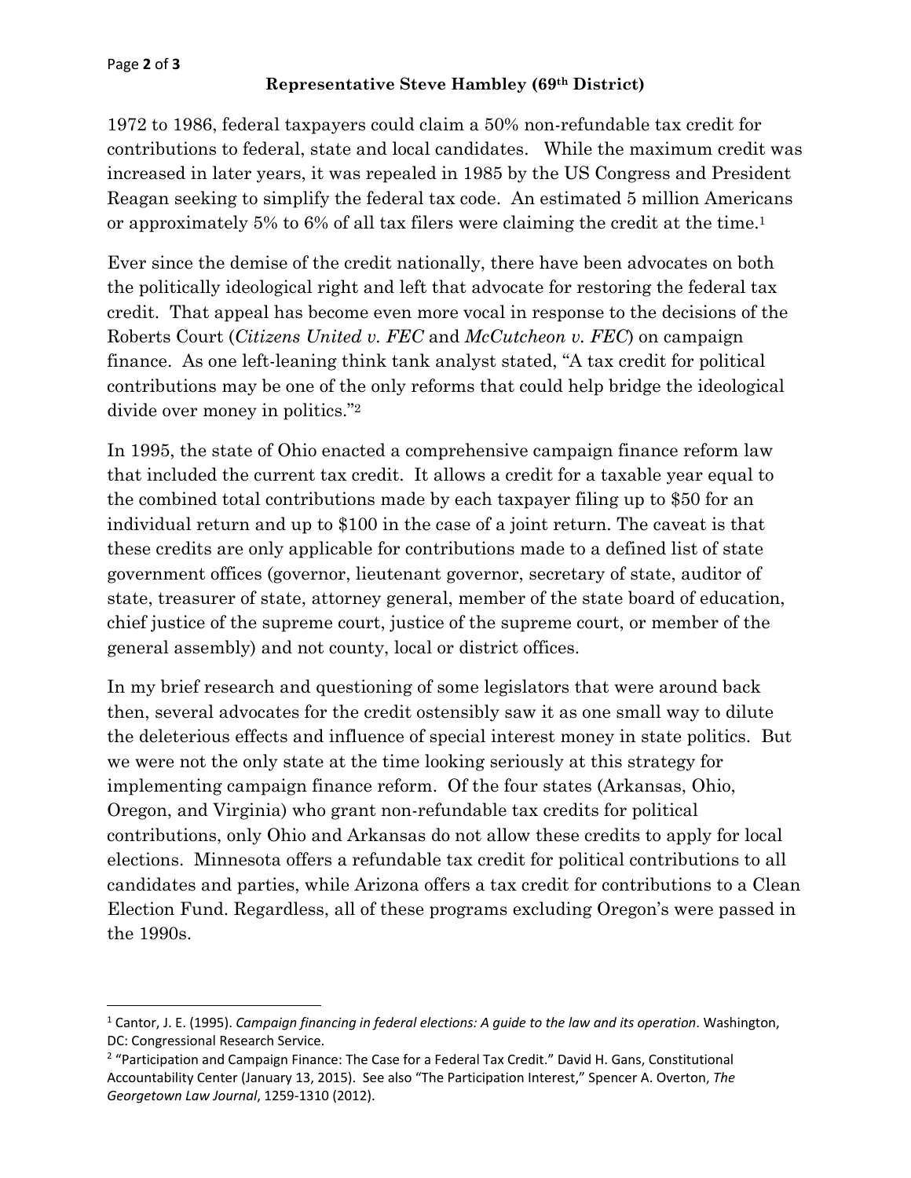1972 to 1986, federal taxpayers could claim a 50% non-refundable tax credit for contributions to federal, state and local candidates. While the maximum credit was increased in later years, it was repealed in 1985 by the US Congress and President Reagan seeking to simplify the federal tax code. An estimated 5 million Americans or approximately 5% to 6% of all tax filers were claiming the credit at the time.[1]

Ever since the demise of the credit nationally, there have been advocates on both the politically ideological right and left that advocate for restoring the federal tax credit. That appeal has become even more vocal in response to the decisions of the Roberts Court (*Citizens United v. FEC* and *McCutcheon v. FEC*) on campaign finance. As one left-leaning think tank analyst stated, "A tax credit for political contributions may be one of the only reforms that could help bridge the ideological divide over money in politics."[2]

In 1995, the state of Ohio enacted a comprehensive campaign finance reform law that included the current tax credit. It allows a credit for a taxable year equal to the combined total contributions made by each taxpayer filing up to $50 for an individual return and up to $100 in the case of a joint return. The caveat is that these credits are only applicable for contributions made to a defined list of state government offices (governor, lieutenant governor, secretary of state, auditor of state, treasurer of state, attorney general, member of the state board of education, chief justice of the supreme court, justice of the supreme court, or member of the general assembly) and not county, local or district offices.

In my brief research and questioning of some legislators that were around back then, several advocates for the credit ostensibly saw it as one small way to dilute the deleterious effects and influence of special interest money in state politics. But we were not the only state at the time looking seriously at this strategy for implementing campaign finance reform. Of the four states (Arkansas, Ohio, Oregon, and Virginia) who grant non-refundable tax credits for political contributions, only Ohio and Arkansas do not allow these credits to apply for local elections. Minnesota offers a refundable tax credit for political contributions to all candidates and parties, while Arizona offers a tax credit for contributions to a Clean Election Fund. Regardless, all of these programs excluding Oregon's were passed in the 1990s.

---

[1] Cantor, J. E. (1995). *Campaign financing in federal elections: A guide to the law and its operation*. Washington, DC: Congressional Research Service.

[2] "Participation and Campaign Finance: The Case for a Federal Tax Credit." David H. Gans, Constitutional Accountability Center (January 13, 2015). See also "The Participation Interest," Spencer A. Overton, *The Georgetown Law Journal*, 1259-1310 (2012).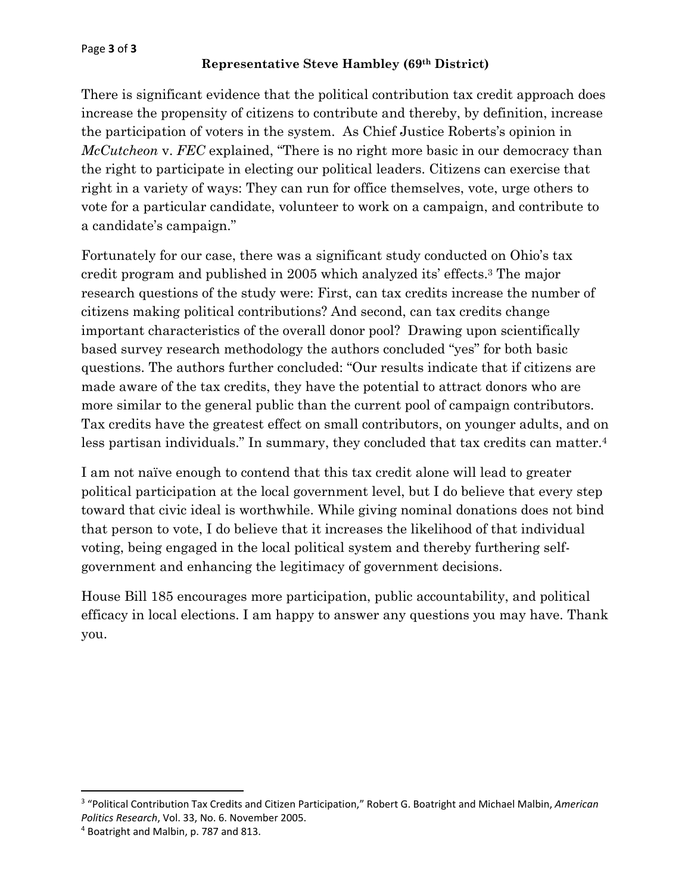**Representative Steve Hambley (69th District)**

There is significant evidence that the political contribution tax credit approach does increase the propensity of citizens to contribute and thereby, by definition, increase the participation of voters in the system. As Chief Justice Roberts's opinion in *McCutcheon* v. *FEC* explained, "There is no right more basic in our democracy than the right to participate in electing our political leaders. Citizens can exercise that right in a variety of ways: They can run for office themselves, vote, urge others to vote for a particular candidate, volunteer to work on a campaign, and contribute to a candidate's campaign."

Fortunately for our case, there was a significant study conducted on Ohio's tax credit program and published in 2005 which analyzed its' effects.[3] The major research questions of the study were: First, can tax credits increase the number of citizens making political contributions? And second, can tax credits change important characteristics of the overall donor pool? Drawing upon scientifically based survey research methodology the authors concluded "yes" for both basic questions. The authors further concluded: "Our results indicate that if citizens are made aware of the tax credits, they have the potential to attract donors who are more similar to the general public than the current pool of campaign contributors. Tax credits have the greatest effect on small contributors, on younger adults, and on less partisan individuals." In summary, they concluded that tax credits can matter.[4]

I am not naïve enough to contend that this tax credit alone will lead to greater political participation at the local government level, but I do believe that every step toward that civic ideal is worthwhile. While giving nominal donations does not bind that person to vote, I do believe that it increases the likelihood of that individual voting, being engaged in the local political system and thereby furthering self-government and enhancing the legitimacy of government decisions.

House Bill 185 encourages more participation, public accountability, and political efficacy in local elections. I am happy to answer any questions you may have. Thank you.

---

[3] "Political Contribution Tax Credits and Citizen Participation," Robert G. Boatright and Michael Malbin, *American Politics Research*, Vol. 33, No. 6. November 2005.

[4] Boatright and Malbin, p. 787 and 813.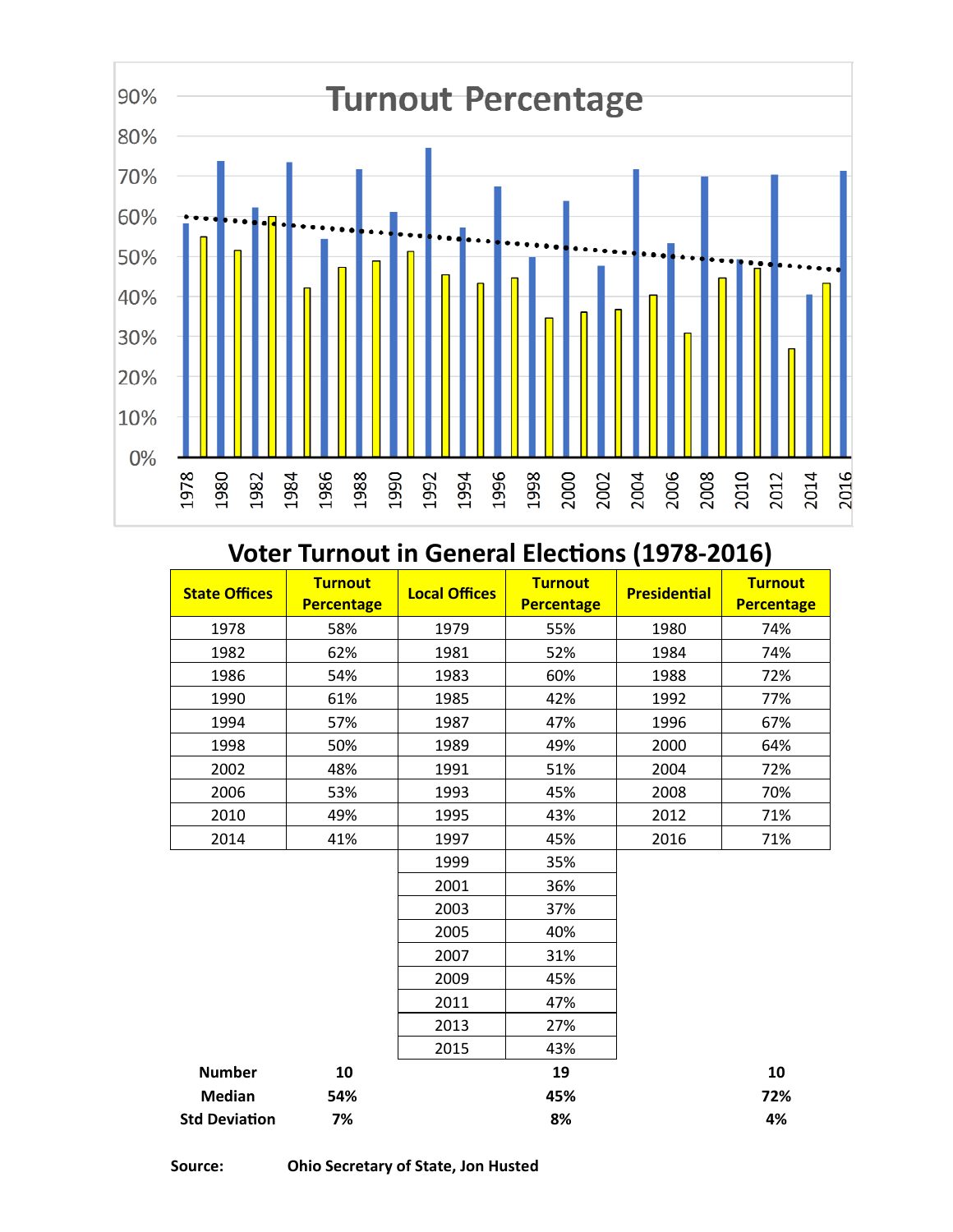Turnout Percentage

90%
80%
70%
60%
50%
40%
30%
20%
10%
0%

1978 1980 1982 1984 1986 1988 1990 1992 1994 1996 1998 2000 2002 2004 2006 2008 2010 2012 2014 2016

## Voter Turnout in General Elections (1978-2016)

| State Offices | Turnout Percentage | Local Offices | Turnout Percentage | Presidential | Turnout Percentage |
|---|---|---|---|---|---|
| 1978 | 58% | 1979 | 55% | 1980 | 74% |
| 1982 | 62% | 1981 | 52% | 1984 | 74% |
| 1986 | 54% | 1983 | 60% | 1988 | 72% |
| 1990 | 61% | 1985 | 42% | 1992 | 77% |
| 1994 | 57% | 1987 | 47% | 1996 | 67% |
| 1998 | 50% | 1989 | 49% | 2000 | 64% |
| 2002 | 48% | 1991 | 51% | 2004 | 72% |
| 2006 | 53% | 1993 | 45% | 2008 | 70% |
| 2010 | 49% | 1995 | 43% | 2012 | 71% |
| 2014 | 41% | 1997 | 45% | 2016 | 71% |
| | | 1999 | 35% | | |
| | | 2001 | 36% | | |
| | | 2003 | 37% | | |
| | | 2005 | 40% | | |
| | | 2007 | 31% | | |
| | | 2009 | 45% | | |
| | | 2011 | 47% | | |
| | | 2013 | 27% | | |
| | | 2015 | 43% | | |
| **Number** | **10** | | **19** | | **10** |
| **Median** | **54%** | | **45%** | | **72%** |
| **Std Deviation** | **7%** | | **8%** | | **4%** |

**Source: Ohio Secretary of State, Jon Husted**